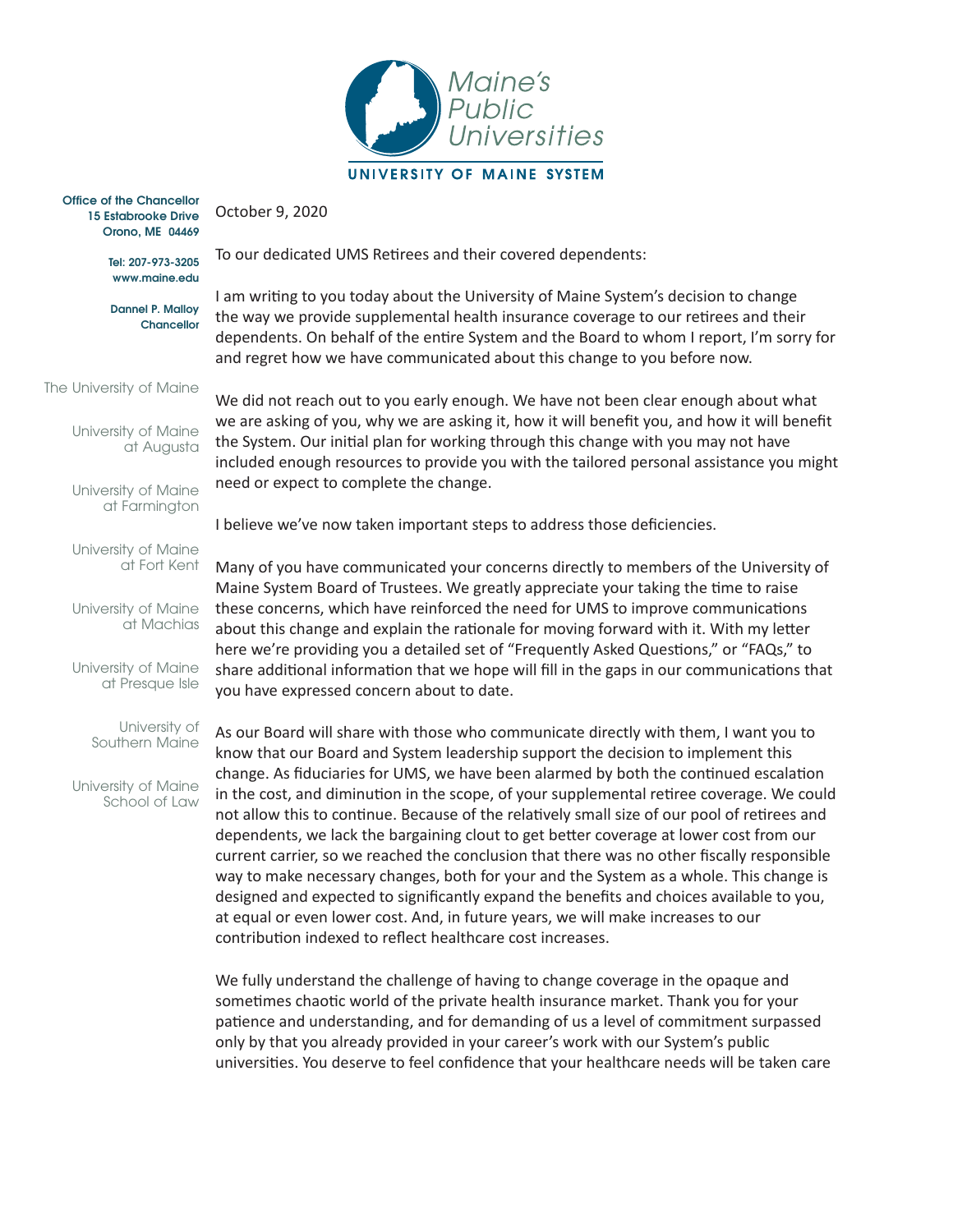Maine's Public Universities

UNIVERSITY OF MAINE SYSTEM

Office of the Chancellor
15 Estabrooke Drive
Orono, ME 04469

Tel: 207-973-3205
www.maine.edu

Dannel P. Malloy
Chancellor

The University of Maine

University of Maine at Augusta

University of Maine at Farmington

University of Maine at Fort Kent

University of Maine at Machias

University of Maine at Presque Isle

University of Southern Maine

University of Maine School of Law

October 9, 2020

To our dedicated UMS Retirees and their covered dependents:

I am writing to you today about the University of Maine System's decision to change the way we provide supplemental health insurance coverage to our retirees and their dependents. On behalf of the entire System and the Board to whom I report, I'm sorry for and regret how we have communicated about this change to you before now.

We did not reach out to you early enough. We have not been clear enough about what we are asking of you, why we are asking it, how it will benefit you, and how it will benefit the System. Our initial plan for working through this change with you may not have included enough resources to provide you with the tailored personal assistance you might need or expect to complete the change.

I believe we've now taken important steps to address those deficiencies.

Many of you have communicated your concerns directly to members of the University of Maine System Board of Trustees. We greatly appreciate your taking the time to raise these concerns, which have reinforced the need for UMS to improve communications about this change and explain the rationale for moving forward with it. With my letter here we're providing you a detailed set of "Frequently Asked Questions," or "FAQs," to share additional information that we hope will fill in the gaps in our communications that you have expressed concern about to date.

As our Board will share with those who communicate directly with them, I want you to know that our Board and System leadership support the decision to implement this change. As fiduciaries for UMS, we have been alarmed by both the continued escalation in the cost, and diminution in the scope, of your supplemental retiree coverage. We could not allow this to continue. Because of the relatively small size of our pool of retirees and dependents, we lack the bargaining clout to get better coverage at lower cost from our current carrier, so we reached the conclusion that there was no other fiscally responsible way to make necessary changes, both for your and the System as a whole. This change is designed and expected to significantly expand the benefits and choices available to you, at equal or even lower cost. And, in future years, we will make increases to our contribution indexed to reflect healthcare cost increases.

We fully understand the challenge of having to change coverage in the opaque and sometimes chaotic world of the private health insurance market. Thank you for your patience and understanding, and for demanding of us a level of commitment surpassed only by that you already provided in your career's work with our System's public universities. You deserve to feel confidence that your healthcare needs will be taken care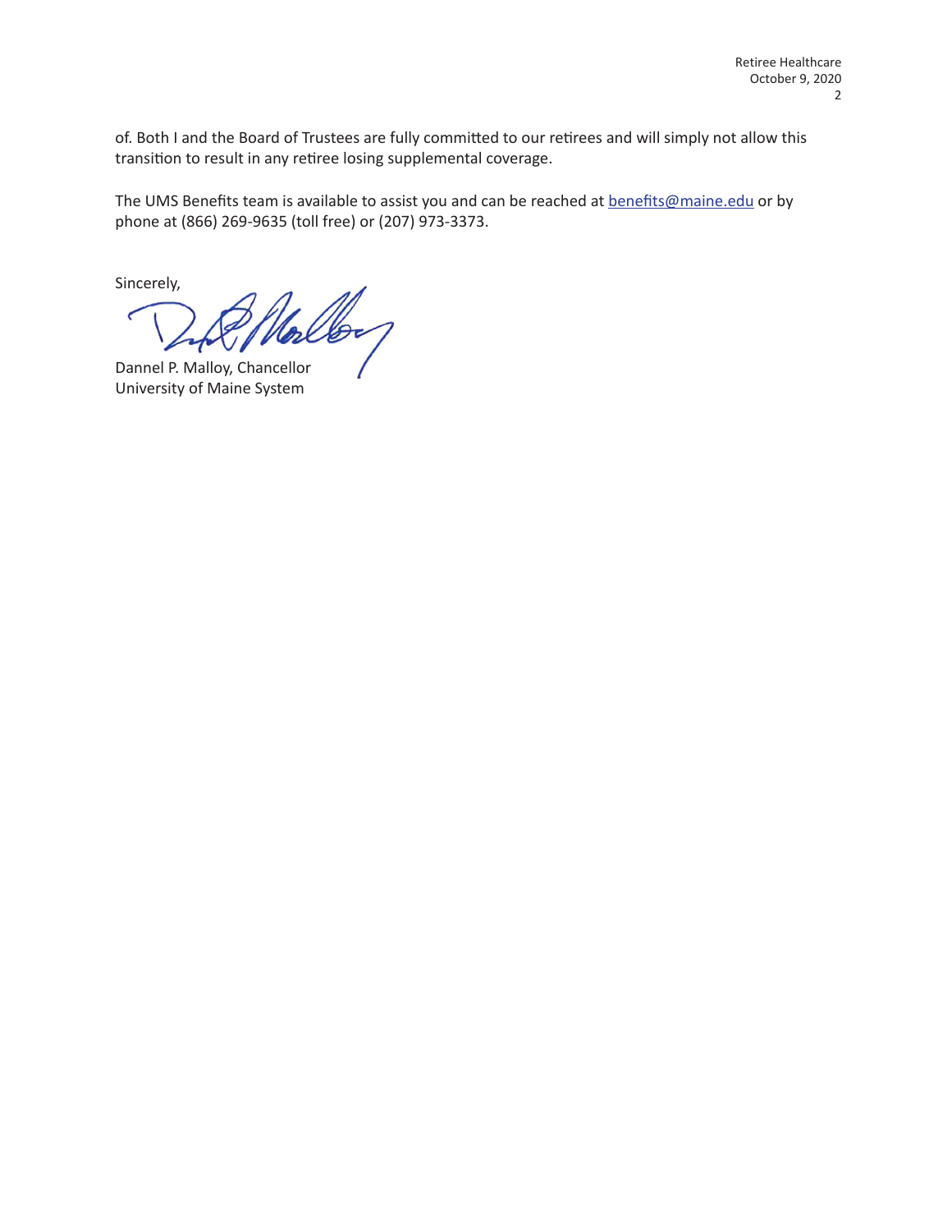of. Both I and the Board of Trustees are fully committed to our retirees and will simply not allow this transition to result in any retiree losing supplemental coverage.

The UMS Benefits team is available to assist you and can be reached at benefits@maine.edu or by phone at (866) 269-9635 (toll free) or (207) 973-3373.

Sincerely,

Dannel P. Malloy, Chancellor
University of Maine System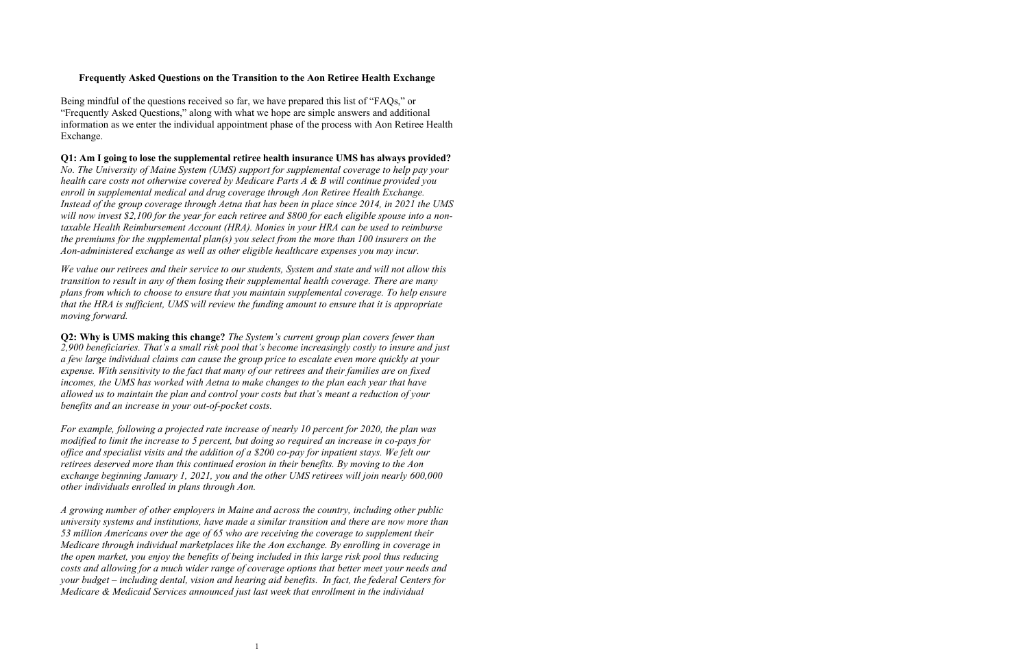**Frequently Asked Questions on the Transition to the Aon Retiree Health Exchange**

Being mindful of the questions received so far, we have prepared this list of "FAQs," or "Frequently Asked Questions," along with what we hope are simple answers and additional information as we enter the individual appointment phase of the process with Aon Retiree Health Exchange.

**Q1: Am I going to lose the supplemental retiree health insurance UMS has always provided?** *No. The University of Maine System (UMS) support for supplemental coverage to help pay your health care costs not otherwise covered by Medicare Parts A & B will continue provided you enroll in supplemental medical and drug coverage through Aon Retiree Health Exchange. Instead of the group coverage through Aetna that has been in place since 2014, in 2021 the UMS will now invest $2,100 for the year for each retiree and $800 for each eligible spouse into a non-taxable Health Reimbursement Account (HRA). Monies in your HRA can be used to reimburse the premiums for the supplemental plan(s) you select from the more than 100 insurers on the Aon-administered exchange as well as other eligible healthcare expenses you may incur.*

*We value our retirees and their service to our students, System and state and will not allow this transition to result in any of them losing their supplemental health coverage. There are many plans from which to choose to ensure that you maintain supplemental coverage. To help ensure that the HRA is sufficient, UMS will review the funding amount to ensure that it is appropriate moving forward.*

**Q2: Why is UMS making this change?** *The System's current group plan covers fewer than 2,900 beneficiaries. That's a small risk pool that's become increasingly costly to insure and just a few large individual claims can cause the group price to escalate even more quickly at your expense. With sensitivity to the fact that many of our retirees and their families are on fixed incomes, the UMS has worked with Aetna to make changes to the plan each year that have allowed us to maintain the plan and control your costs but that's meant a reduction of your benefits and an increase in your out-of-pocket costs.*

*For example, following a projected rate increase of nearly 10 percent for 2020, the plan was modified to limit the increase to 5 percent, but doing so required an increase in co-pays for office and specialist visits and the addition of a $200 co-pay for inpatient stays. We felt our retirees deserved more than this continued erosion in their benefits. By moving to the Aon exchange beginning January 1, 2021, you and the other UMS retirees will join nearly 600,000 other individuals enrolled in plans through Aon.*

*A growing number of other employers in Maine and across the country, including other public university systems and institutions, have made a similar transition and there are now more than 53 million Americans over the age of 65 who are receiving the coverage to supplement their Medicare through individual marketplaces like the Aon exchange. By enrolling in coverage in the open market, you enjoy the benefits of being included in this large risk pool thus reducing costs and allowing for a much wider range of coverage options that better meet your needs and your budget – including dental, vision and hearing aid benefits. In fact, the federal Centers for Medicare & Medicaid Services announced just last week that enrollment in the individual*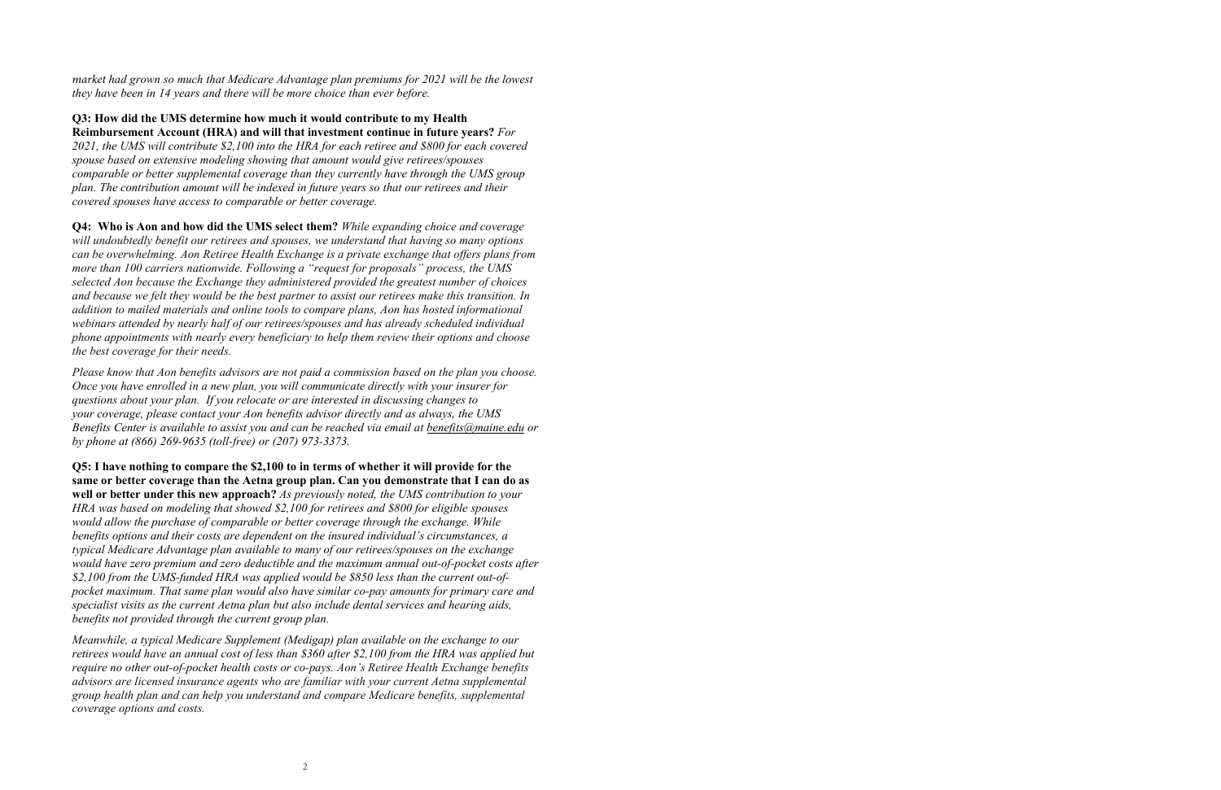*market had grown so much that Medicare Advantage plan premiums for 2021 will be the lowest they have been in 14 years and there will be more choice than ever before.*

**Q3: How did the UMS determine how much it would contribute to my Health Reimbursement Account (HRA) and will that investment continue in future years?** *For 2021, the UMS will contribute $2,100 into the HRA for each retiree and $800 for each covered spouse based on extensive modeling showing that amount would give retirees/spouses comparable or better supplemental coverage than they currently have through the UMS group plan. The contribution amount will be indexed in future years so that our retirees and their covered spouses have access to comparable or better coverage.*

**Q4: Who is Aon and how did the UMS select them?** *While expanding choice and coverage will undoubtedly benefit our retirees and spouses, we understand that having so many options can be overwhelming. Aon Retiree Health Exchange is a private exchange that offers plans from more than 100 carriers nationwide. Following a "request for proposals" process, the UMS selected Aon because the Exchange they administered provided the greatest number of choices and because we felt they would be the best partner to assist our retirees make this transition. In addition to mailed materials and online tools to compare plans, Aon has hosted informational webinars attended by nearly half of our retirees/spouses and has already scheduled individual phone appointments with nearly every beneficiary to help them review their options and choose the best coverage for their needs.*

*Please know that Aon benefits advisors are not paid a commission based on the plan you choose. Once you have enrolled in a new plan, you will communicate directly with your insurer for questions about your plan. If you relocate or are interested in discussing changes to your coverage, please contact your Aon benefits advisor directly and as always, the UMS Benefits Center is available to assist you and can be reached via email at benefits@maine.edu or by phone at (866) 269-9635 (toll-free) or (207) 973-3373.*

**Q5: I have nothing to compare the $2,100 to in terms of whether it will provide for the same or better coverage than the Aetna group plan. Can you demonstrate that I can do as well or better under this new approach?** *As previously noted, the UMS contribution to your HRA was based on modeling that showed $2,100 for retirees and $800 for eligible spouses would allow the purchase of comparable or better coverage through the exchange. While benefits options and their costs are dependent on the insured individual's circumstances, a typical Medicare Advantage plan available to many of our retirees/spouses on the exchange would have zero premium and zero deductible and the maximum annual out-of-pocket costs after $2,100 from the UMS-funded HRA was applied would be $850 less than the current out-of-pocket maximum. That same plan would also have similar co-pay amounts for primary care and specialist visits as the current Aetna plan but also include dental services and hearing aids, benefits not provided through the current group plan.*

*Meanwhile, a typical Medicare Supplement (Medigap) plan available on the exchange to our retirees would have an annual cost of less than $360 after $2,100 from the HRA was applied but require no other out-of-pocket health costs or co-pays. Aon's Retiree Health Exchange benefits advisors are licensed insurance agents who are familiar with your current Aetna supplemental group health plan and can help you understand and compare Medicare benefits, supplemental coverage options and costs.*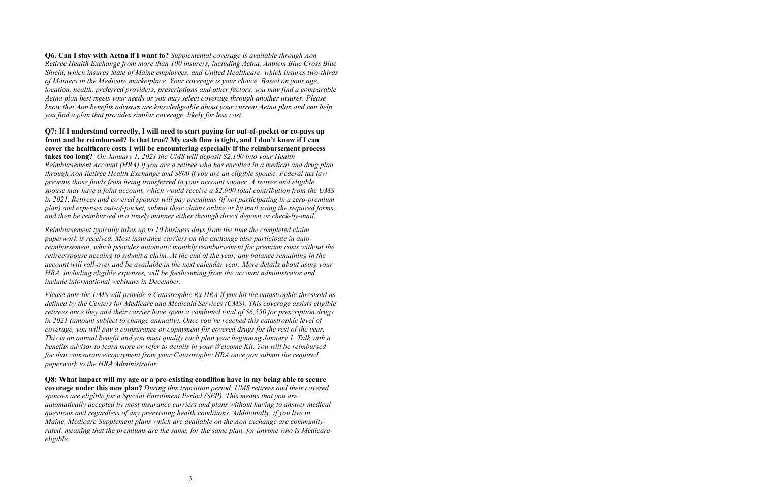**Q6. Can I stay with Aetna if I want to?** *Supplemental coverage is available through Aon Retiree Health Exchange from more than 100 insurers, including Aetna, Anthem Blue Cross Blue Shield, which insures State of Maine employees, and United Healthcare, which insures two-thirds of Mainers in the Medicare marketplace. Your coverage is your choice. Based on your age, location, health, preferred providers, prescriptions and other factors, you may find a comparable Aetna plan best meets your needs or you may select coverage through another insurer. Please know that Aon benefits advisors are knowledgeable about your current Aetna plan and can help you find a plan that provides similar coverage, likely for less cost.*

**Q7: If I understand correctly, I will need to start paying for out-of-pocket or co-pays up front and be reimbursed? Is that true? My cash flow is tight, and I don't know if I can cover the healthcare costs I will be encountering especially if the reimbursement process takes too long?** *On January 1, 2021 the UMS will deposit $2,100 into your Health Reimbursement Account (HRA) if you are a retiree who has enrolled in a medical and drug plan through Aon Retiree Health Exchange and $800 if you are an eligible spouse. Federal tax law prevents those funds from being transferred to your account sooner. A retiree and eligible spouse may have a joint account, which would receive a $2,900 total contribution from the UMS in 2021. Retirees and covered spouses will pay premiums (if not participating in a zero-premium plan) and expenses out-of-pocket, submit their claims online or by mail using the required forms, and then be reimbursed in a timely manner either through direct deposit or check-by-mail.*

*Reimbursement typically takes up to 10 business days from the time the completed claim paperwork is received. Most insurance carriers on the exchange also participate in auto-reimbursement, which provides automatic monthly reimbursement for premium costs without the retiree/spouse needing to submit a claim. At the end of the year, any balance remaining in the account will roll-over and be available in the next calendar year. More details about using your HRA, including eligible expenses, will be forthcoming from the account administrator and include informational webinars in December.*

*Please note the UMS will provide a Catastrophic Rx HRA if you hit the catastrophic threshold as defined by the Centers for Medicare and Medicaid Services (CMS). This coverage assists eligible retirees once they and their carrier have spent a combined total of $6,550 for prescription drugs in 2021 (amount subject to change annually). Once you've reached this catastrophic level of coverage, you will pay a coinsurance or copayment for covered drugs for the rest of the year. This is an annual benefit and you must qualify each plan year beginning January 1. Talk with a benefits advisor to learn more or refer to details in your Welcome Kit. You will be reimbursed for that coinsurance/copayment from your Catastrophic HRA once you submit the required paperwork to the HRA Administrator.*

**Q8: What impact will my age or a pre-existing condition have in my being able to secure coverage under this new plan?** *During this transition period, UMS retirees and their covered spouses are eligible for a Special Enrollment Period (SEP). This means that you are automatically accepted by most insurance carriers and plans without having to answer medical questions and regardless of any preexisting health conditions. Additionally, if you live in Maine, Medicare Supplement plans which are available on the Aon exchange are community-rated, meaning that the premiums are the same, for the same plan, for anyone who is Medicare-eligible.*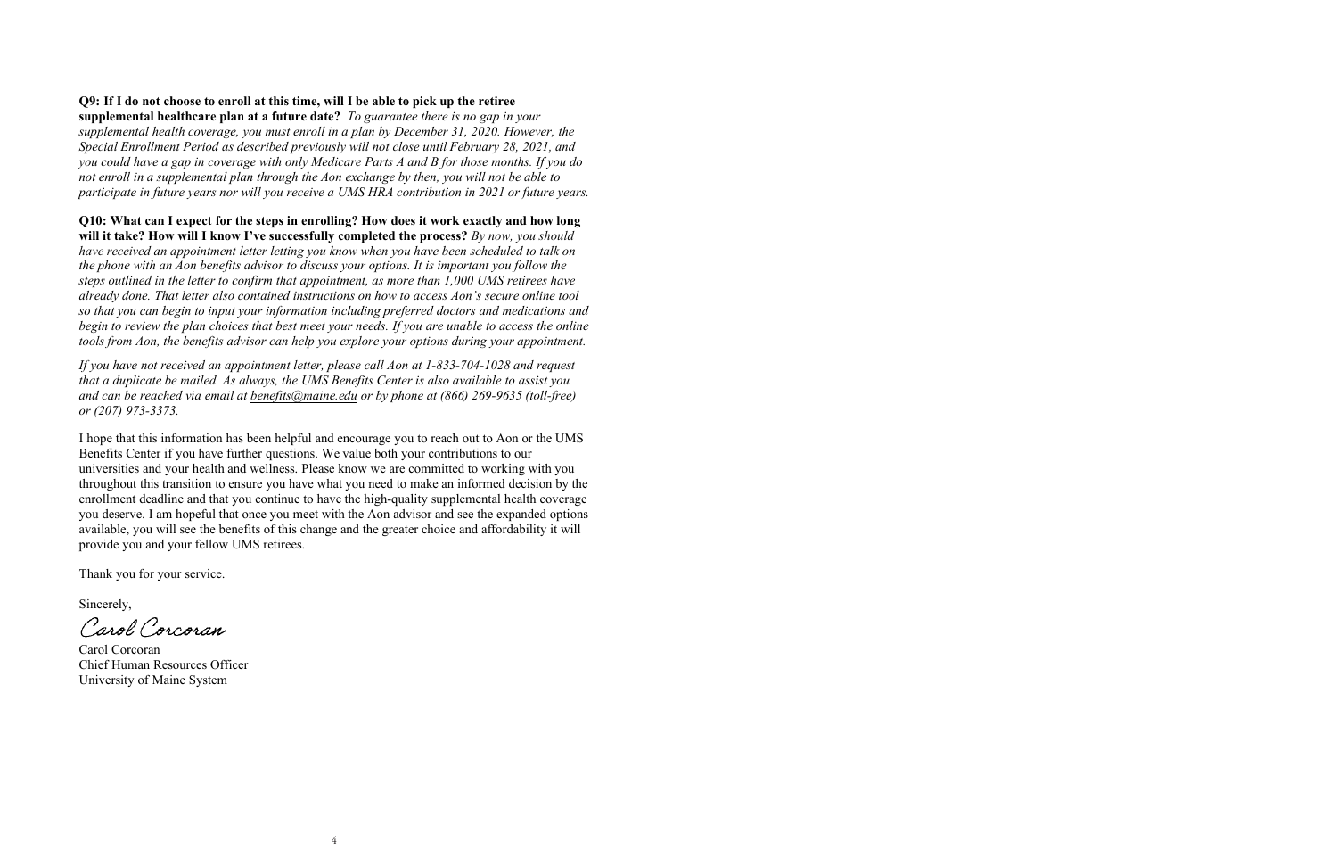**Q9: If I do not choose to enroll at this time, will I be able to pick up the retiree supplemental healthcare plan at a future date?** *To guarantee there is no gap in your supplemental health coverage, you must enroll in a plan by December 31, 2020. However, the Special Enrollment Period as described previously will not close until February 28, 2021, and you could have a gap in coverage with only Medicare Parts A and B for those months. If you do not enroll in a supplemental plan through the Aon exchange by then, you will not be able to participate in future years nor will you receive a UMS HRA contribution in 2021 or future years.*

**Q10: What can I expect for the steps in enrolling? How does it work exactly and how long will it take? How will I know I've successfully completed the process?** *By now, you should have received an appointment letter letting you know when you have been scheduled to talk on the phone with an Aon benefits advisor to discuss your options. It is important you follow the steps outlined in the letter to confirm that appointment, as more than 1,000 UMS retirees have already done. That letter also contained instructions on how to access Aon's secure online tool so that you can begin to input your information including preferred doctors and medications and begin to review the plan choices that best meet your needs. If you are unable to access the online tools from Aon, the benefits advisor can help you explore your options during your appointment.*

*If you have not received an appointment letter, please call Aon at 1-833-704-1028 and request that a duplicate be mailed. As always, the UMS Benefits Center is also available to assist you and can be reached via email at benefits@maine.edu or by phone at (866) 269-9635 (toll-free) or (207) 973-3373.*

I hope that this information has been helpful and encourage you to reach out to Aon or the UMS Benefits Center if you have further questions. We value both your contributions to our universities and your health and wellness. Please know we are committed to working with you throughout this transition to ensure you have what you need to make an informed decision by the enrollment deadline and that you continue to have the high-quality supplemental health coverage you deserve. I am hopeful that once you meet with the Aon advisor and see the expanded options available, you will see the benefits of this change and the greater choice and affordability it will provide you and your fellow UMS retirees.

Thank you for your service.

Sincerely,

*Carol Corcoran*

Carol Corcoran
Chief Human Resources Officer
University of Maine System